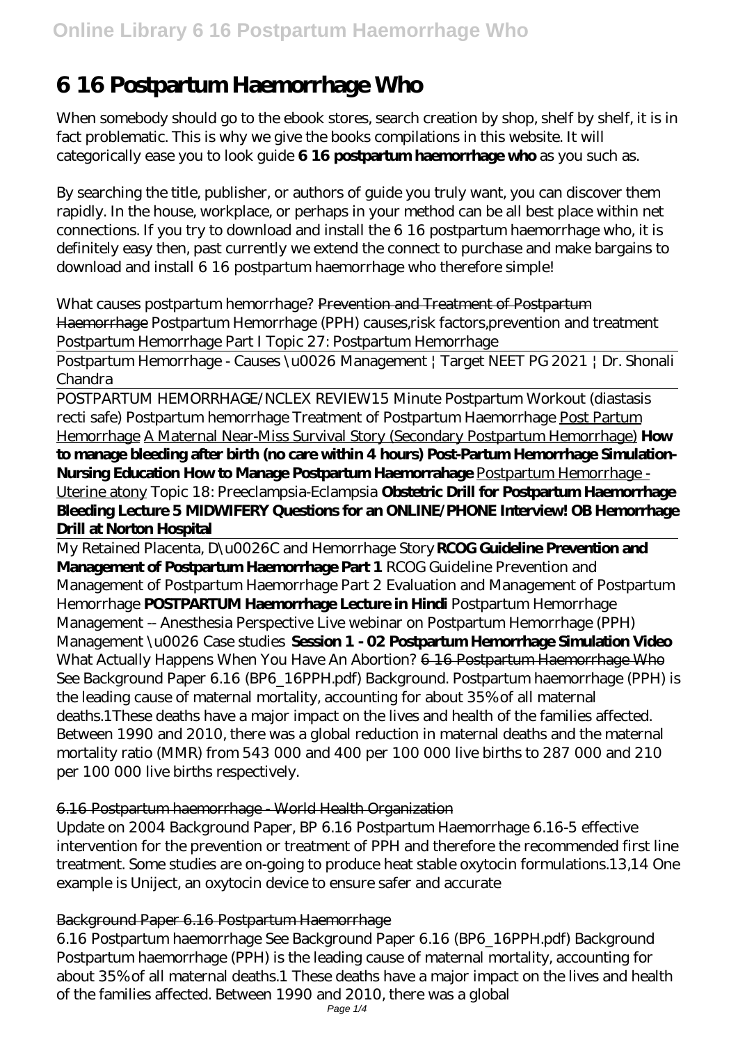# 6 16 Postpartum Haemorrhage Who

When somebody should go to the ebook stores, search creation by shop, shelf by shelf, it is in fact problematic. This is why we give the books compilations in this website. It will categorically ease you to look guide **6 16 postpartum haemorrhage who** as you such as.

By searching the title, publisher, or authors of guide you truly want, you can discover them rapidly. In the house, workplace, or perhaps in your method can be all best place within net connections. If you try to download and install the 6 16 postpartum haemorrhage who, it is definitely easy then, past currently we extend the connect to purchase and make bargains to download and install 6 16 postpartum haemorrhage who therefore simple!

*What causes postpartum hemorrhage?* ~~Prevention and Treatment of Postpartum Haemorrhage~~ *Postpartum Hemorrhage (PPH) causes,risk factors,prevention and treatment* *Postpartum Hemorrhage Part I* *Topic 27: Postpartum Hemorrhage*

Postpartum Hemorrhage - Causes \u0026 Management | Target NEET PG 2021 | Dr. Shonali Chandra

POSTPARTUM HEMORRHAGE/NCLEX REVIEW*15 Minute Postpartum Workout (diastasis recti safe)* *Postpartum hemorrhage* *Treatment of Postpartum Haemorrhage* Post Partum Hemorrhage A Maternal Near-Miss Survival Story (Secondary Postpartum Hemorrhage) **How to manage bleeding after birth (no care within 4 hours) Post-Partum Hemorrhage Simulation-Nursing Education How to Manage Postpartum Haemorrahage** Postpartum Hemorrhage - Uterine atony *Topic 18: Preeclampsia-Eclampsia* **Obstetric Drill for Postpartum Haemorrhage Bleeding Lecture 5 MIDWIFERY Questions for an ONLINE/PHONE Interview! OB Hemorrhage Drill at Norton Hospital**

My Retained Placenta, D\u0026C and Hemorrhage Story **RCOG Guideline Prevention and Management of Postpartum Haemorrhage Part 1** *RCOG Guideline Prevention and Management of Postpartum Haemorrhage Part 2* *Evaluation and Management of Postpartum Hemorrhage* **POSTPARTUM Haemorrhage Lecture in Hindi** *Postpartum Hemorrhage Management -- Anesthesia Perspective* *Live webinar on Postpartum Hemorrhage (PPH) Management \u0026 Case studies* **Session 1 - 02 Postpartum Hemorrhage Simulation Video** *What Actually Happens When You Have An Abortion?* ~~6 16 Postpartum Haemorrhage Who~~
See Background Paper 6.16 (BP6_16PPH.pdf) Background. Postpartum haemorrhage (PPH) is the leading cause of maternal mortality, accounting for about 35% of all maternal deaths.1These deaths have a major impact on the lives and health of the families affected. Between 1990 and 2010, there was a global reduction in maternal deaths and the maternal mortality ratio (MMR) from 543 000 and 400 per 100 000 live births to 287 000 and 210 per 100 000 live births respectively.

## 6.16 Postpartum haemorrhage - World Health Organization

Update on 2004 Background Paper, BP 6.16 Postpartum Haemorrhage 6.16-5 effective intervention for the prevention or treatment of PPH and therefore the recommended first line treatment. Some studies are on-going to produce heat stable oxytocin formulations.13,14 One example is Uniject, an oxytocin device to ensure safer and accurate

## Background Paper 6.16 Postpartum Haemorrhage

6.16 Postpartum haemorrhage See Background Paper 6.16 (BP6_16PPH.pdf) Background Postpartum haemorrhage (PPH) is the leading cause of maternal mortality, accounting for about 35% of all maternal deaths.1 These deaths have a major impact on the lives and health of the families affected. Between 1990 and 2010, there was a global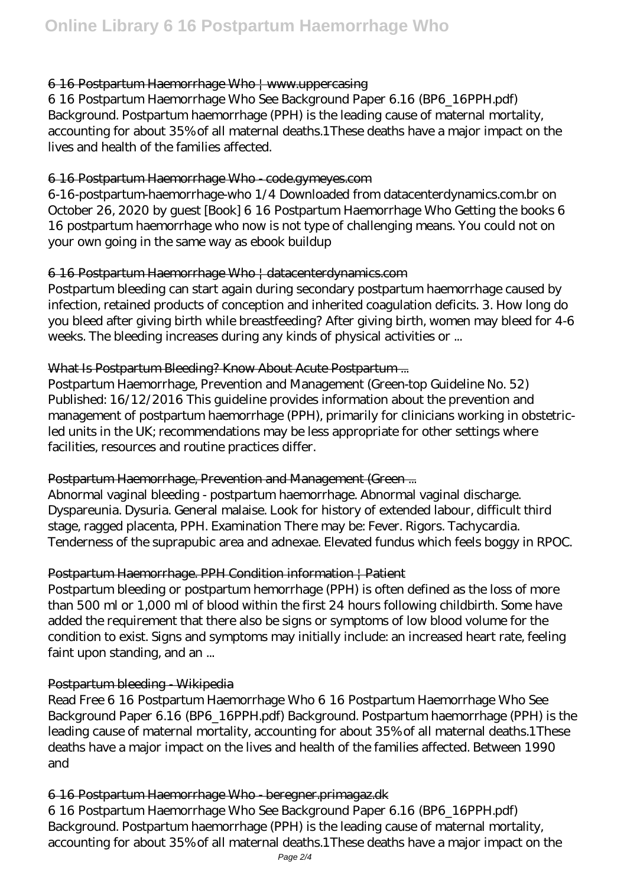## 6 16 Postpartum Haemorrhage Who | www.uppercasing

6 16 Postpartum Haemorrhage Who See Background Paper 6.16 (BP6_16PPH.pdf) Background. Postpartum haemorrhage (PPH) is the leading cause of maternal mortality, accounting for about 35% of all maternal deaths.1These deaths have a major impact on the lives and health of the families affected.

## 6 16 Postpartum Haemorrhage Who - code.gymeyes.com

6-16-postpartum-haemorrhage-who 1/4 Downloaded from datacenterdynamics.com.br on October 26, 2020 by guest [Book] 6 16 Postpartum Haemorrhage Who Getting the books 6 16 postpartum haemorrhage who now is not type of challenging means. You could not on your own going in the same way as ebook buildup

## 6 16 Postpartum Haemorrhage Who | datacenterdynamics.com

Postpartum bleeding can start again during secondary postpartum haemorrhage caused by infection, retained products of conception and inherited coagulation deficits. 3. How long do you bleed after giving birth while breastfeeding? After giving birth, women may bleed for 4-6 weeks. The bleeding increases during any kinds of physical activities or ...

## What Is Postpartum Bleeding? Know About Acute Postpartum ...

Postpartum Haemorrhage, Prevention and Management (Green-top Guideline No. 52) Published: 16/12/2016 This guideline provides information about the prevention and management of postpartum haemorrhage (PPH), primarily for clinicians working in obstetric-led units in the UK; recommendations may be less appropriate for other settings where facilities, resources and routine practices differ.

## Postpartum Haemorrhage, Prevention and Management (Green ...

Abnormal vaginal bleeding - postpartum haemorrhage. Abnormal vaginal discharge. Dyspareunia. Dysuria. General malaise. Look for history of extended labour, difficult third stage, ragged placenta, PPH. Examination There may be: Fever. Rigors. Tachycardia. Tenderness of the suprapubic area and adnexae. Elevated fundus which feels boggy in RPOC.

## Postpartum Haemorrhage. PPH Condition information | Patient

Postpartum bleeding or postpartum hemorrhage (PPH) is often defined as the loss of more than 500 ml or 1,000 ml of blood within the first 24 hours following childbirth. Some have added the requirement that there also be signs or symptoms of low blood volume for the condition to exist. Signs and symptoms may initially include: an increased heart rate, feeling faint upon standing, and an ...

## Postpartum bleeding - Wikipedia

Read Free 6 16 Postpartum Haemorrhage Who 6 16 Postpartum Haemorrhage Who See Background Paper 6.16 (BP6_16PPH.pdf) Background. Postpartum haemorrhage (PPH) is the leading cause of maternal mortality, accounting for about 35% of all maternal deaths.1These deaths have a major impact on the lives and health of the families affected. Between 1990 and

## 6 16 Postpartum Haemorrhage Who - beregner.primagaz.dk

6 16 Postpartum Haemorrhage Who See Background Paper 6.16 (BP6_16PPH.pdf) Background. Postpartum haemorrhage (PPH) is the leading cause of maternal mortality, accounting for about 35% of all maternal deaths.1These deaths have a major impact on the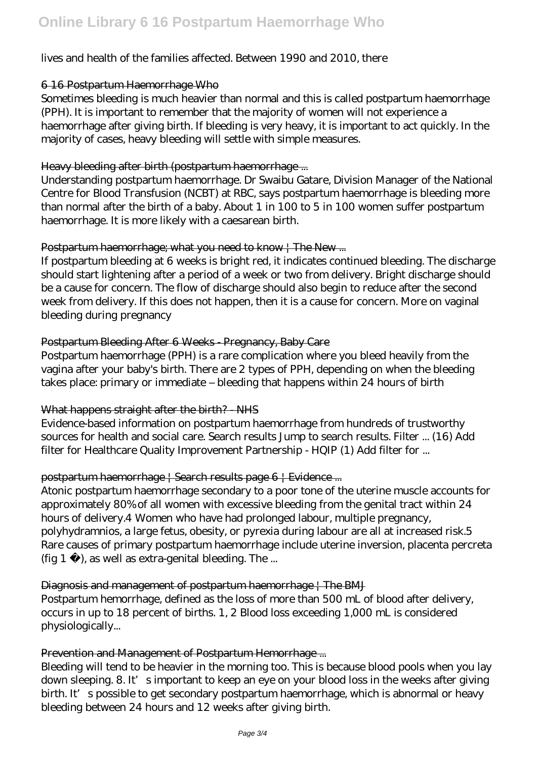lives and health of the families affected. Between 1990 and 2010, there

### 6 16 Postpartum Haemorrhage Who

Sometimes bleeding is much heavier than normal and this is called postpartum haemorrhage (PPH). It is important to remember that the majority of women will not experience a haemorrhage after giving birth. If bleeding is very heavy, it is important to act quickly. In the majority of cases, heavy bleeding will settle with simple measures.

### Heavy bleeding after birth (postpartum haemorrhage ...

Understanding postpartum haemorrhage. Dr Swaibu Gatare, Division Manager of the National Centre for Blood Transfusion (NCBT) at RBC, says postpartum haemorrhage is bleeding more than normal after the birth of a baby. About 1 in 100 to 5 in 100 women suffer postpartum haemorrhage. It is more likely with a caesarean birth.

### Postpartum haemorrhage; what you need to know | The New ...

If postpartum bleeding at 6 weeks is bright red, it indicates continued bleeding. The discharge should start lightening after a period of a week or two from delivery. Bright discharge should be a cause for concern. The flow of discharge should also begin to reduce after the second week from delivery. If this does not happen, then it is a cause for concern. More on vaginal bleeding during pregnancy

### Postpartum Bleeding After 6 Weeks - Pregnancy, Baby Care

Postpartum haemorrhage (PPH) is a rare complication where you bleed heavily from the vagina after your baby's birth. There are 2 types of PPH, depending on when the bleeding takes place: primary or immediate – bleeding that happens within 24 hours of birth

### What happens straight after the birth? - NHS

Evidence-based information on postpartum haemorrhage from hundreds of trustworthy sources for health and social care. Search results Jump to search results. Filter ... (16) Add filter for Healthcare Quality Improvement Partnership - HQIP (1) Add filter for ...

### postpartum haemorrhage | Search results page 6 | Evidence ...

Atonic postpartum haemorrhage secondary to a poor tone of the uterine muscle accounts for approximately 80% of all women with excessive bleeding from the genital tract within 24 hours of delivery.4 Women who have had prolonged labour, multiple pregnancy, polyhydramnios, a large fetus, obesity, or pyrexia during labour are all at increased risk.5 Rare causes of primary postpartum haemorrhage include uterine inversion, placenta percreta (fig 1 ), as well as extra-genital bleeding. The ...

### Diagnosis and management of postpartum haemorrhage | The BMJ

Postpartum hemorrhage, defined as the loss of more than 500 mL of blood after delivery, occurs in up to 18 percent of births. 1, 2 Blood loss exceeding 1,000 mL is considered physiologically...

### Prevention and Management of Postpartum Hemorrhage ...

Bleeding will tend to be heavier in the morning too. This is because blood pools when you lay down sleeping. 8. It's important to keep an eye on your blood loss in the weeks after giving birth. It's possible to get secondary postpartum haemorrhage, which is abnormal or heavy bleeding between 24 hours and 12 weeks after giving birth.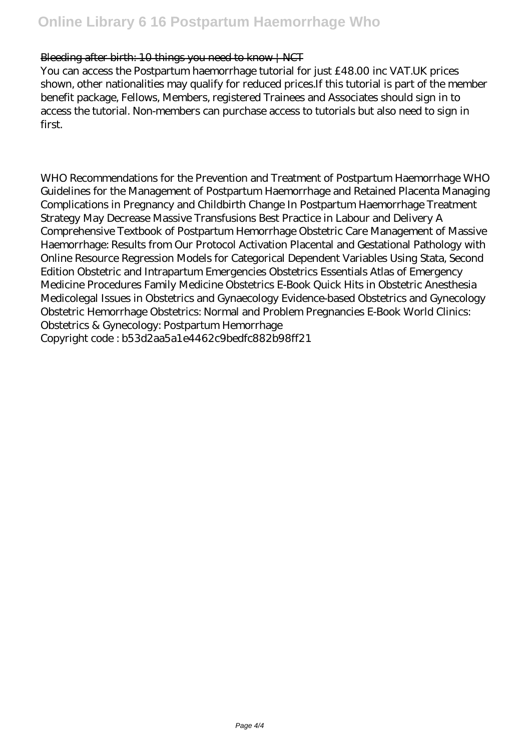Bleeding after birth: 10 things you need to know | NCT

You can access the Postpartum haemorrhage tutorial for just £48.00 inc VAT.UK prices shown, other nationalities may qualify for reduced prices.If this tutorial is part of the member benefit package, Fellows, Members, registered Trainees and Associates should sign in to access the tutorial. Non-members can purchase access to tutorials but also need to sign in first.

WHO Recommendations for the Prevention and Treatment of Postpartum Haemorrhage WHO Guidelines for the Management of Postpartum Haemorrhage and Retained Placenta Managing Complications in Pregnancy and Childbirth Change In Postpartum Haemorrhage Treatment Strategy May Decrease Massive Transfusions Best Practice in Labour and Delivery A Comprehensive Textbook of Postpartum Hemorrhage Obstetric Care Management of Massive Haemorrhage: Results from Our Protocol Activation Placental and Gestational Pathology with Online Resource Regression Models for Categorical Dependent Variables Using Stata, Second Edition Obstetric and Intrapartum Emergencies Obstetrics Essentials Atlas of Emergency Medicine Procedures Family Medicine Obstetrics E-Book Quick Hits in Obstetric Anesthesia Medicolegal Issues in Obstetrics and Gynaecology Evidence-based Obstetrics and Gynecology Obstetric Hemorrhage Obstetrics: Normal and Problem Pregnancies E-Book World Clinics: Obstetrics & Gynecology: Postpartum Hemorrhage

Copyright code : b53d2aa5a1e4462c9bedfc882b98ff21